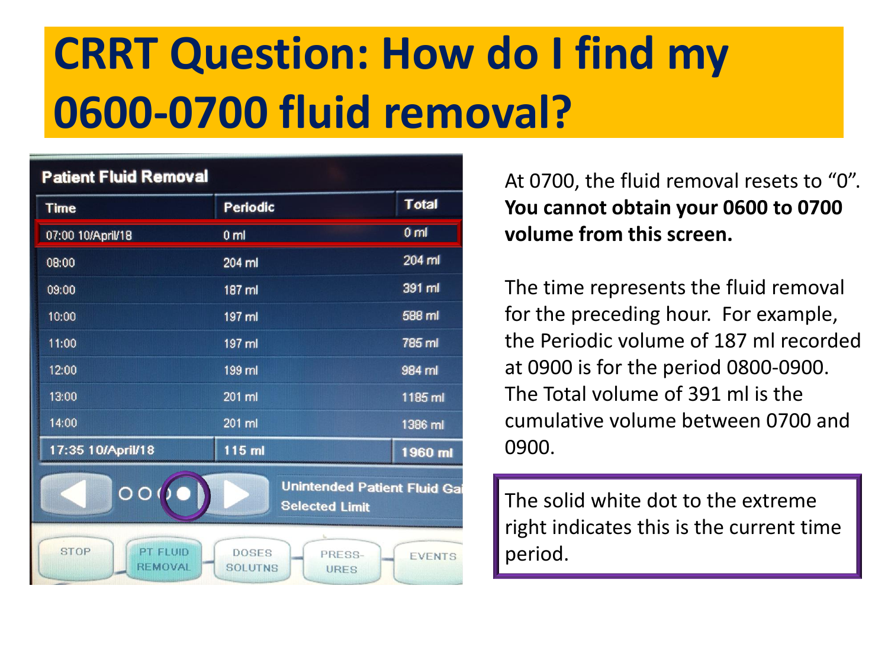# CRRT Question: How do I find my 0600-0700 fluid removal?

**Patient Fluid Removal**

| Time | Periodic | Total |
|---|---|---|
| 07:00 10/April/18 | 0 ml | 0 ml |
| 08:00 | 204 ml | 204 ml |
| 09:00 | 187 ml | 391 ml |
| 10:00 | 197 ml | 588 ml |
| 11:00 | 197 ml | 785 ml |
| 12:00 | 199 ml | 984 ml |
| 13:00 | 201 ml | 1185 ml |
| 14:00 | 201 ml | 1386 ml |
| 17:35 10/April/18 | 115 ml | 1960 ml |

Unintended Patient Fluid Gai
Selected Limit

STOP | PT FLUID REMOVAL | DOSES SOLUTNS | PRESS-URES | EVENTS

At 0700, the fluid removal resets to "0". **You cannot obtain your 0600 to 0700 volume from this screen.**

The time represents the fluid removal for the preceding hour. For example, the Periodic volume of 187 ml recorded at 0900 is for the period 0800-0900. The Total volume of 391 ml is the cumulative volume between 0700 and 0900.

The solid white dot to the extreme right indicates this is the current time period.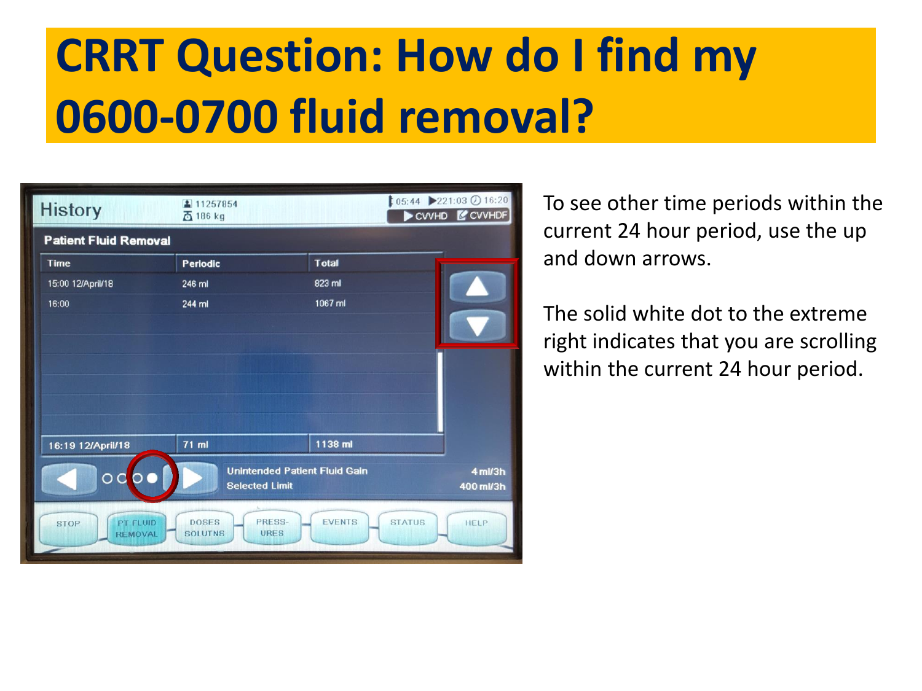# CRRT Question: How do I find my 0600-0700 fluid removal?

| History | 11257854 186 kg | 05:44 221:03 16:20 CVVHD CVVHDF |
|---|---|---|

**Patient Fluid Removal**

| Time | Periodic | Total |
|---|---|---|
| 15:00 12/April/18 | 246 ml | 823 ml |
| 16:00 | 244 ml | 1067 ml |
| 16:19 12/April/18 | 71 ml | 1138 ml |

Unintended Patient Fluid Gain 4 ml/3h

Selected Limit 400 ml/3h

STOP | PT FLUID REMOVAL | DOSES SOLUTNS | PRESSURES | EVENTS | STATUS | HELP

To see other time periods within the current 24 hour period, use the up and down arrows.

The solid white dot to the extreme right indicates that you are scrolling within the current 24 hour period.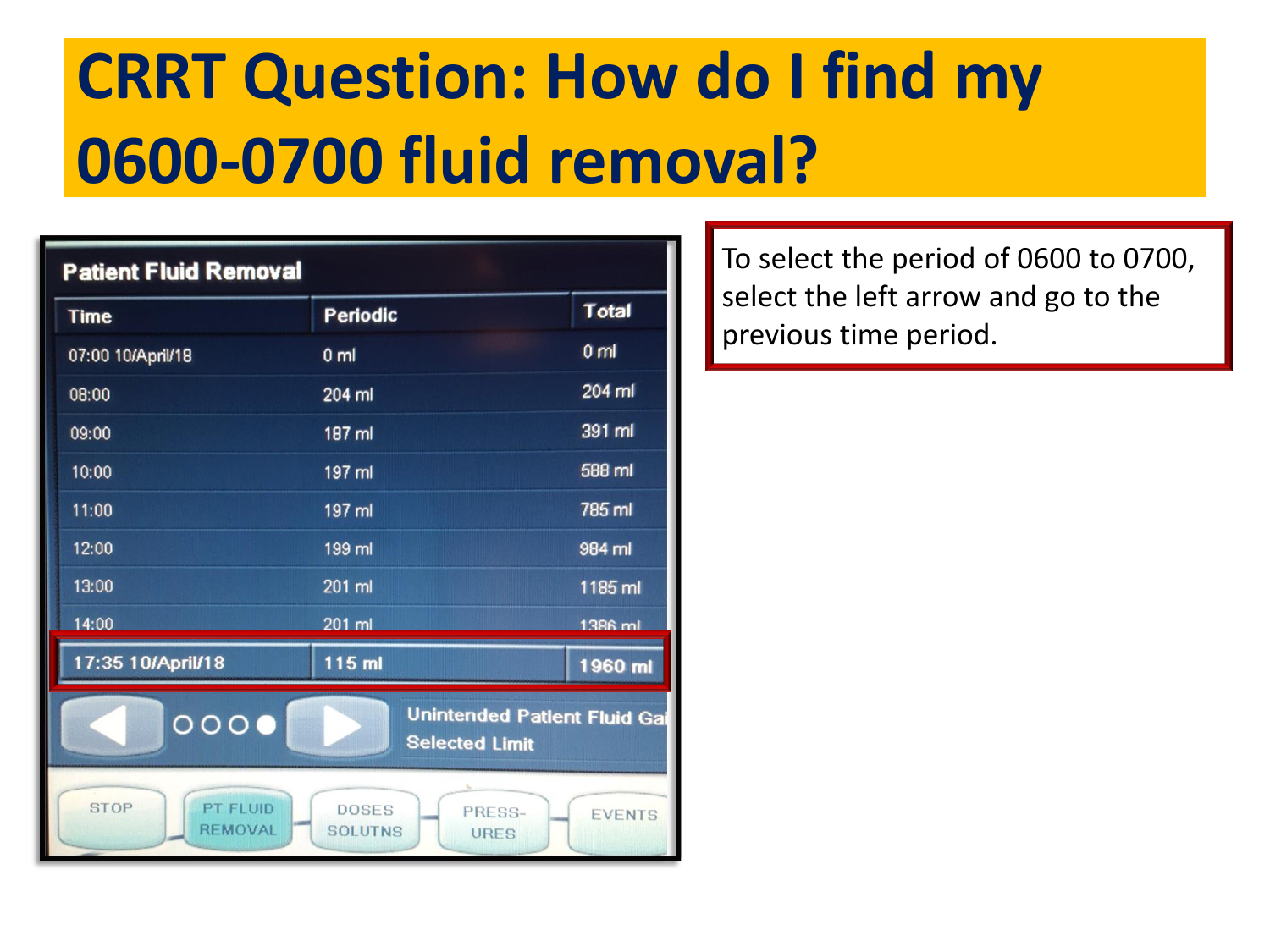# CRRT Question: How do I find my 0600-0700 fluid removal?

**Patient Fluid Removal**

| Time | Periodic | Total |
|---|---|---|
| 07:00 10/April/18 | 0 ml | 0 ml |
| 08:00 | 204 ml | 204 ml |
| 09:00 | 187 ml | 391 ml |
| 10:00 | 197 ml | 588 ml |
| 11:00 | 197 ml | 785 ml |
| 12:00 | 199 ml | 984 ml |
| 13:00 | 201 ml | 1185 ml |
| 14:00 | 201 ml | 1386 ml |
| 17:35 10/April/18 | 115 ml | 1960 ml |

Unintended Patient Fluid Ga
Selected Limit

STOP | PT FLUID REMOVAL | DOSES SOLUTNS | PRESS-URES | EVENTS

To select the period of 0600 to 0700, select the left arrow and go to the previous time period.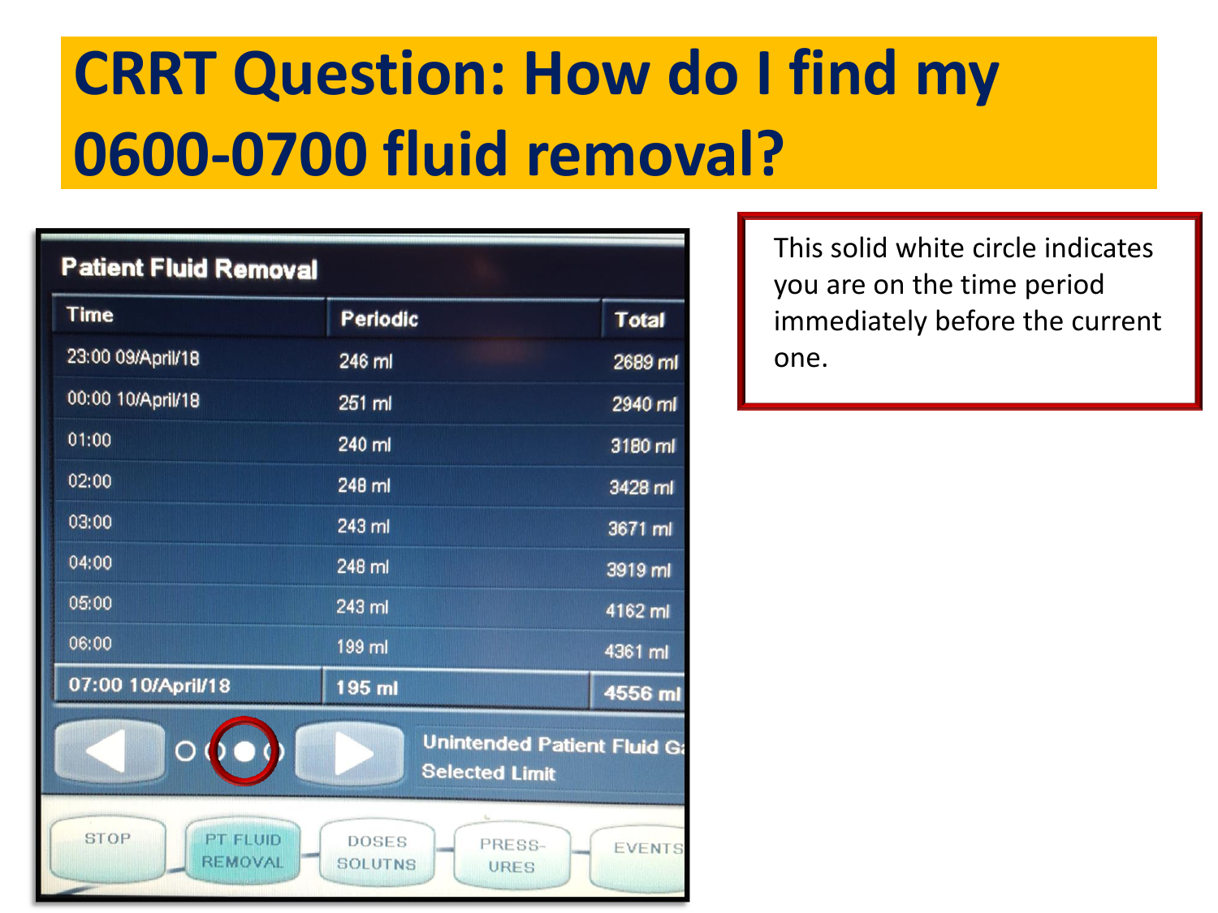# CRRT Question: How do I find my 0600-0700 fluid removal?

**Patient Fluid Removal**

| Time | Periodic | Total |
|---|---|---|
| 23:00 09/April/18 | 246 ml | 2689 ml |
| 00:00 10/April/18 | 251 ml | 2940 ml |
| 01:00 | 240 ml | 3180 ml |
| 02:00 | 248 ml | 3428 ml |
| 03:00 | 243 ml | 3671 ml |
| 04:00 | 248 ml | 3919 ml |
| 05:00 | 243 ml | 4162 ml |
| 06:00 | 199 ml | 4361 ml |
| 07:00 10/April/18 | 195 ml | 4556 ml |

Unintended Patient Fluid G...
Selected Limit

STOP | PT FLUID REMOVAL | DOSES SOLUTNS | PRESS-URES | EVENTS

This solid white circle indicates you are on the time period immediately before the current one.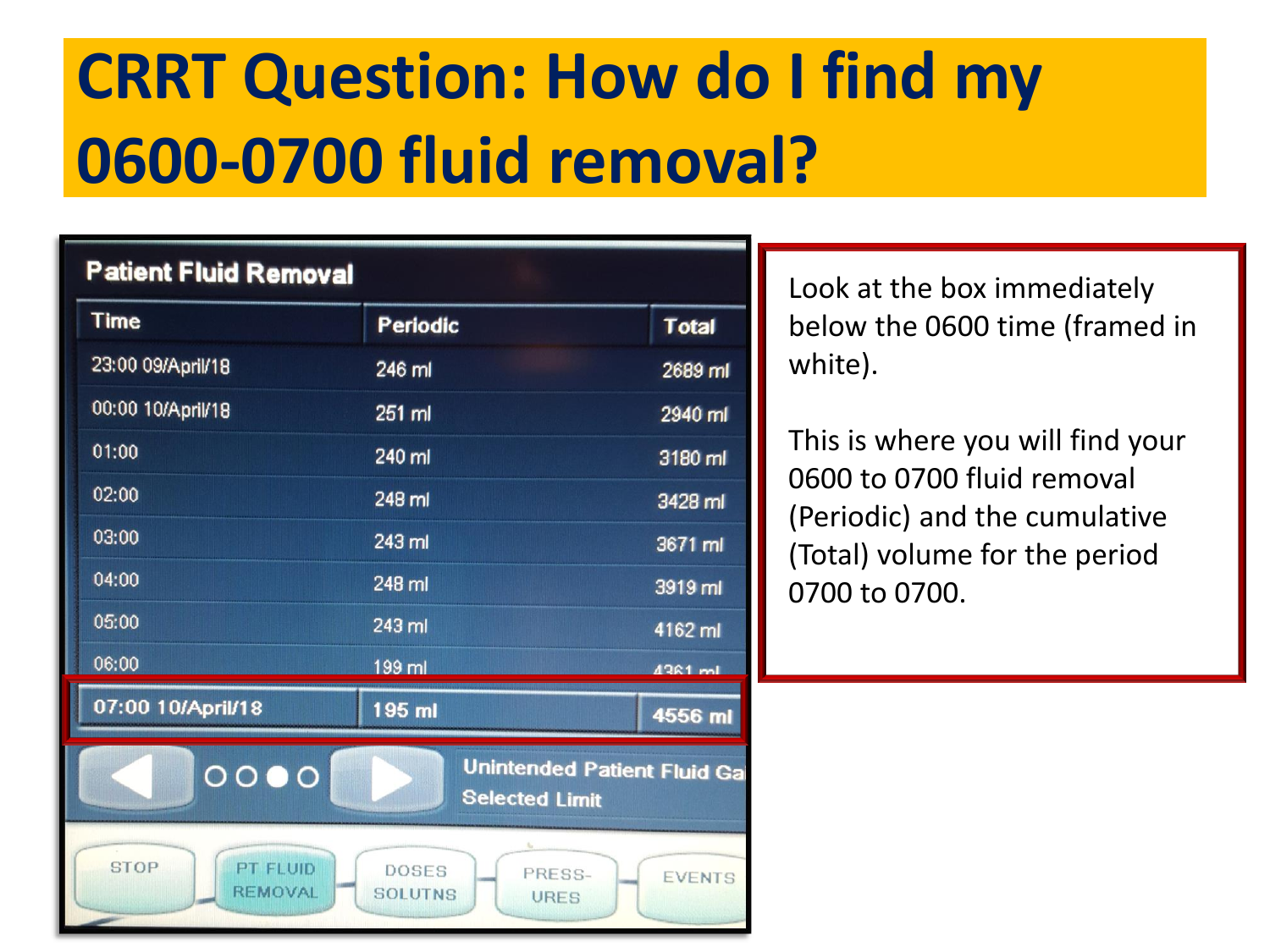# CRRT Question: How do I find my 0600-0700 fluid removal?

**Patient Fluid Removal**

| Time | Periodic | Total |
|---|---|---|
| 23:00 09/April/18 | 246 ml | 2689 ml |
| 00:00 10/April/18 | 251 ml | 2940 ml |
| 01:00 | 240 ml | 3180 ml |
| 02:00 | 248 ml | 3428 ml |
| 03:00 | 243 ml | 3671 ml |
| 04:00 | 248 ml | 3919 ml |
| 05:00 | 243 ml | 4162 ml |
| 06:00 | 199 ml | 4361 ml |
| 07:00 10/April/18 | 195 ml | 4556 ml |

Unintended Patient Fluid Ga
Selected Limit

STOP | PT FLUID REMOVAL | DOSES SOLUTNS | PRESS-URES | EVENTS

Look at the box immediately below the 0600 time (framed in white).

This is where you will find your 0600 to 0700 fluid removal (Periodic) and the cumulative (Total) volume for the period 0700 to 0700.